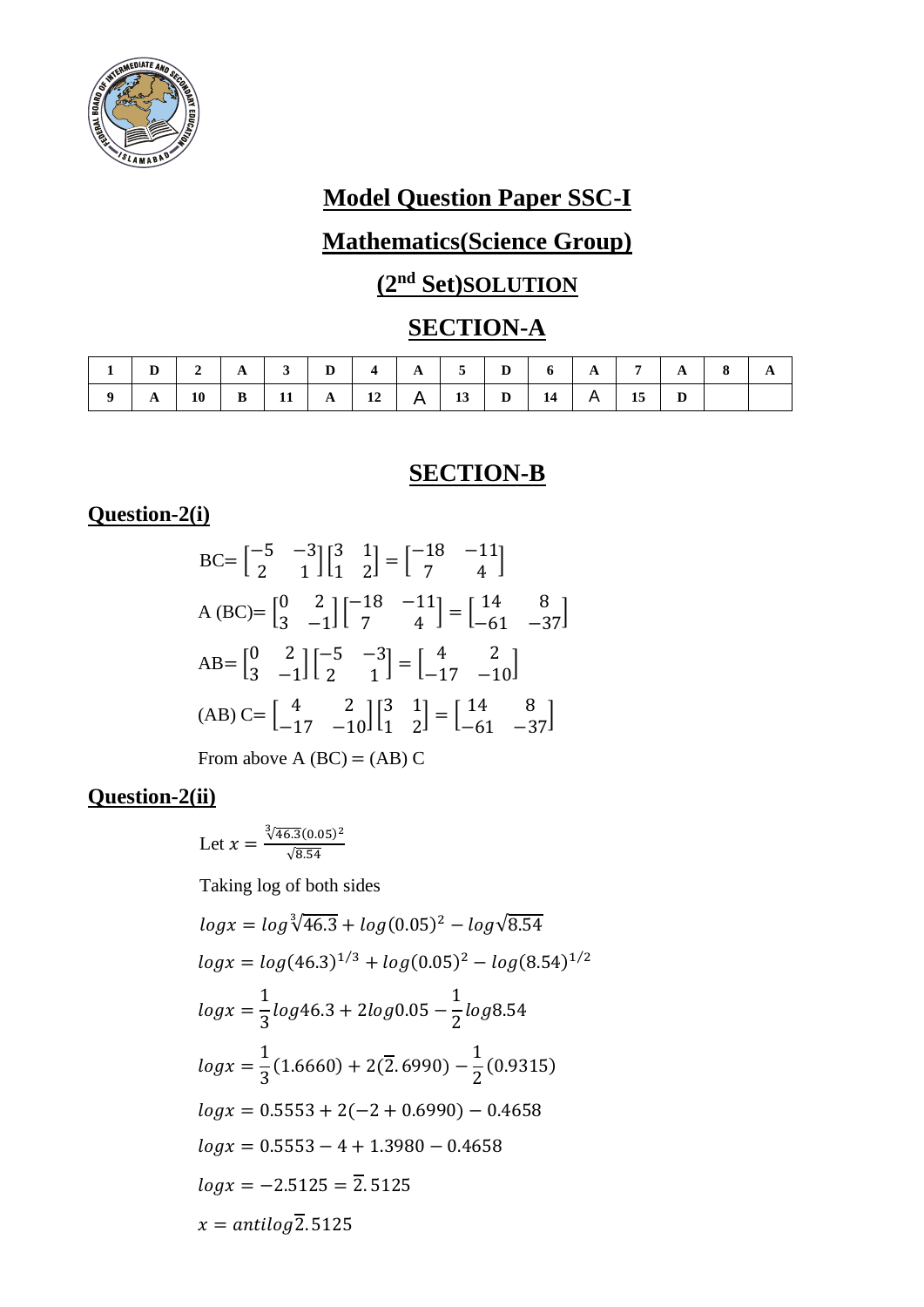# Model Question Paper SSC-I

## Mathematics(Science Group)

## ($2^{nd}$ Set)SOLUTION

## SECTION-A

| 1 | D | 2 | A | 3 | D | 4 | A | 5 | D | 6 | A | 7 | A | 8 | A |
|---|---|---|---|---|---|---|---|---|---|---|---|---|---|---|---|
| 9 | A | 10 | B | 11 | A | 12 | A | 13 | D | 14 | A | 15 | D | | |

## SECTION-B

### Question-2(i)

$$BC= \begin{bmatrix} -5 & -3 \\ 2 & 1 \end{bmatrix} \begin{bmatrix} 3 & 1 \\ 1 & 2 \end{bmatrix} = \begin{bmatrix} -18 & -11 \\ 7 & 4 \end{bmatrix}$$

$$A\,(BC)= \begin{bmatrix} 0 & 2 \\ 3 & -1 \end{bmatrix} \begin{bmatrix} -18 & -11 \\ 7 & 4 \end{bmatrix} = \begin{bmatrix} 14 & 8 \\ -61 & -37 \end{bmatrix}$$

$$AB= \begin{bmatrix} 0 & 2 \\ 3 & -1 \end{bmatrix} \begin{bmatrix} -5 & -3 \\ 2 & 1 \end{bmatrix} = \begin{bmatrix} 4 & 2 \\ -17 & -10 \end{bmatrix}$$

$$(AB)\,C= \begin{bmatrix} 4 & 2 \\ -17 & -10 \end{bmatrix} \begin{bmatrix} 3 & 1 \\ 1 & 2 \end{bmatrix} = \begin{bmatrix} 14 & 8 \\ -61 & -37 \end{bmatrix}$$

From above A (BC) = (AB) C

### Question-2(ii)

Let $x = \frac{\sqrt[3]{46.3}(0.05)^2}{\sqrt{8.54}}$

Taking log of both sides

$$logx = log\sqrt[3]{46.3} + log(0.05)^2 - log\sqrt{8.54}$$

$$logx = log(46.3)^{1/3} + log(0.05)^2 - log(8.54)^{1/2}$$

$$logx = \frac{1}{3}log46.3 + 2log0.05 - \frac{1}{2}log8.54$$

$$logx = \frac{1}{3}(1.6660) + 2(\overline{2}.6990) - \frac{1}{2}(0.9315)$$

$$logx = 0.5553 + 2(-2 + 0.6990) - 0.4658$$

$$logx = 0.5553 - 4 + 1.3980 - 0.4658$$

$$logx = -2.5125 = \overline{2}.5125$$

$$x = antilog\overline{2}.5125$$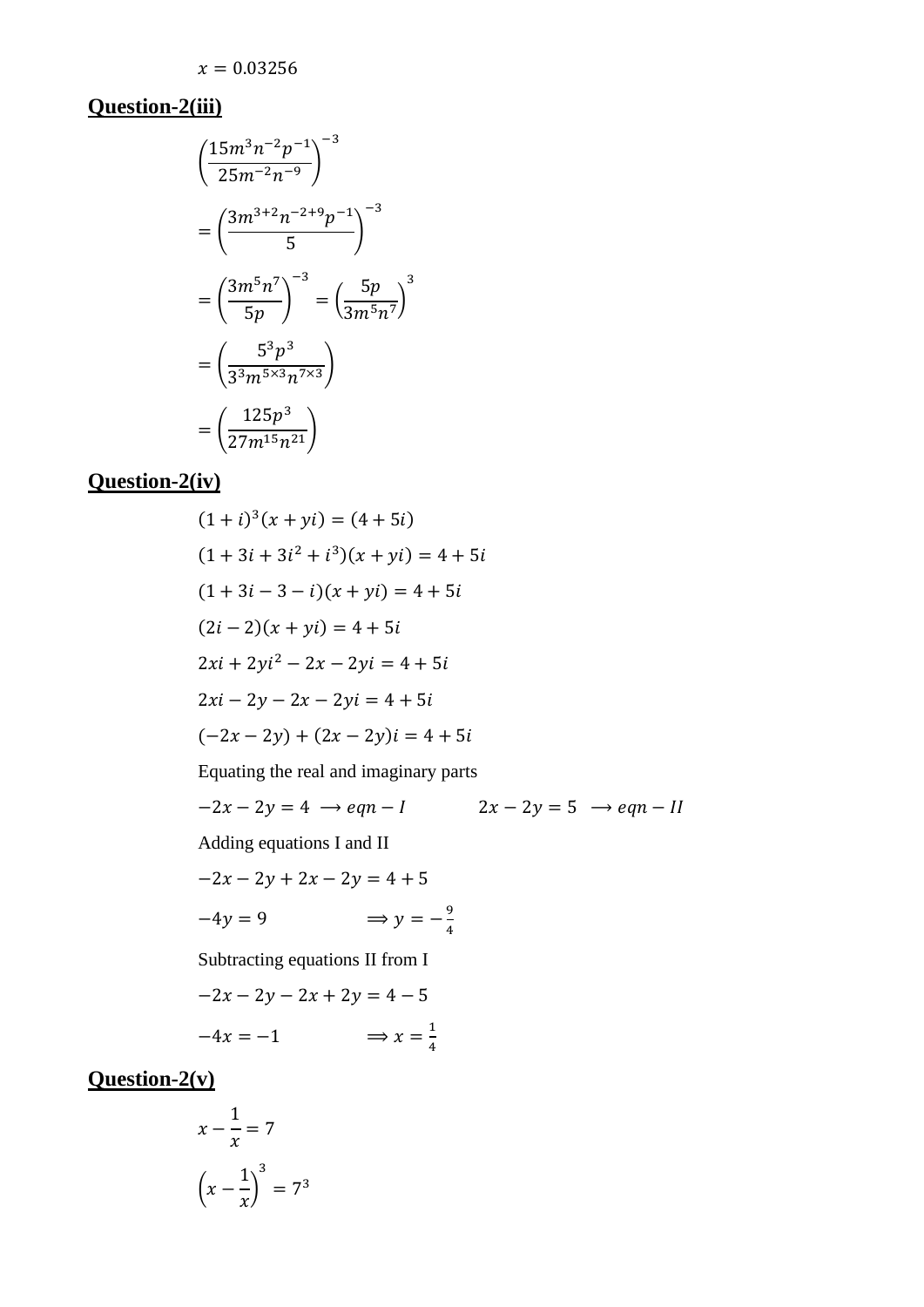$$x = 0.03256$$

## Question-2(iii)

$$\left(\frac{15m^3n^{-2}p^{-1}}{25m^{-2}n^{-9}}\right)^{-3}$$

$$= \left(\frac{3m^{3+2}n^{-2+9}p^{-1}}{5}\right)^{-3}$$

$$= \left(\frac{3m^5n^7}{5p}\right)^{-3} = \left(\frac{5p}{3m^5n^7}\right)^3$$

$$= \left(\frac{5^3p^3}{3^3m^{5\times3}n^{7\times3}}\right)$$

$$= \left(\frac{125p^3}{27m^{15}n^{21}}\right)$$

## Question-2(iv)

$$(1+i)^3(x+yi) = (4+5i)$$

$$(1+3i+3i^2+i^3)(x+yi) = 4+5i$$

$$(1+3i-3-i)(x+yi) = 4+5i$$

$$(2i-2)(x+yi) = 4+5i$$

$$2xi+2yi^2-2x-2yi = 4+5i$$

$$2xi-2y-2x-2yi = 4+5i$$

$$(-2x-2y)+(2x-2y)i = 4+5i$$

Equating the real and imaginary parts

$-2x-2y = 4 \longrightarrow eqn-I$ $\qquad$ $2x-2y = 5 \longrightarrow eqn-II$

Adding equations I and II

$$-2x-2y+2x-2y = 4+5$$

$-4y = 9$ $\qquad \Longrightarrow y = -\frac{9}{4}$

Subtracting equations II from I

$$-2x-2y-2x+2y = 4-5$$

$-4x = -1$ $\qquad \Longrightarrow x = \frac{1}{4}$

## Question-2(v)

$$x - \frac{1}{x} = 7$$

$$\left(x - \frac{1}{x}\right)^3 = 7^3$$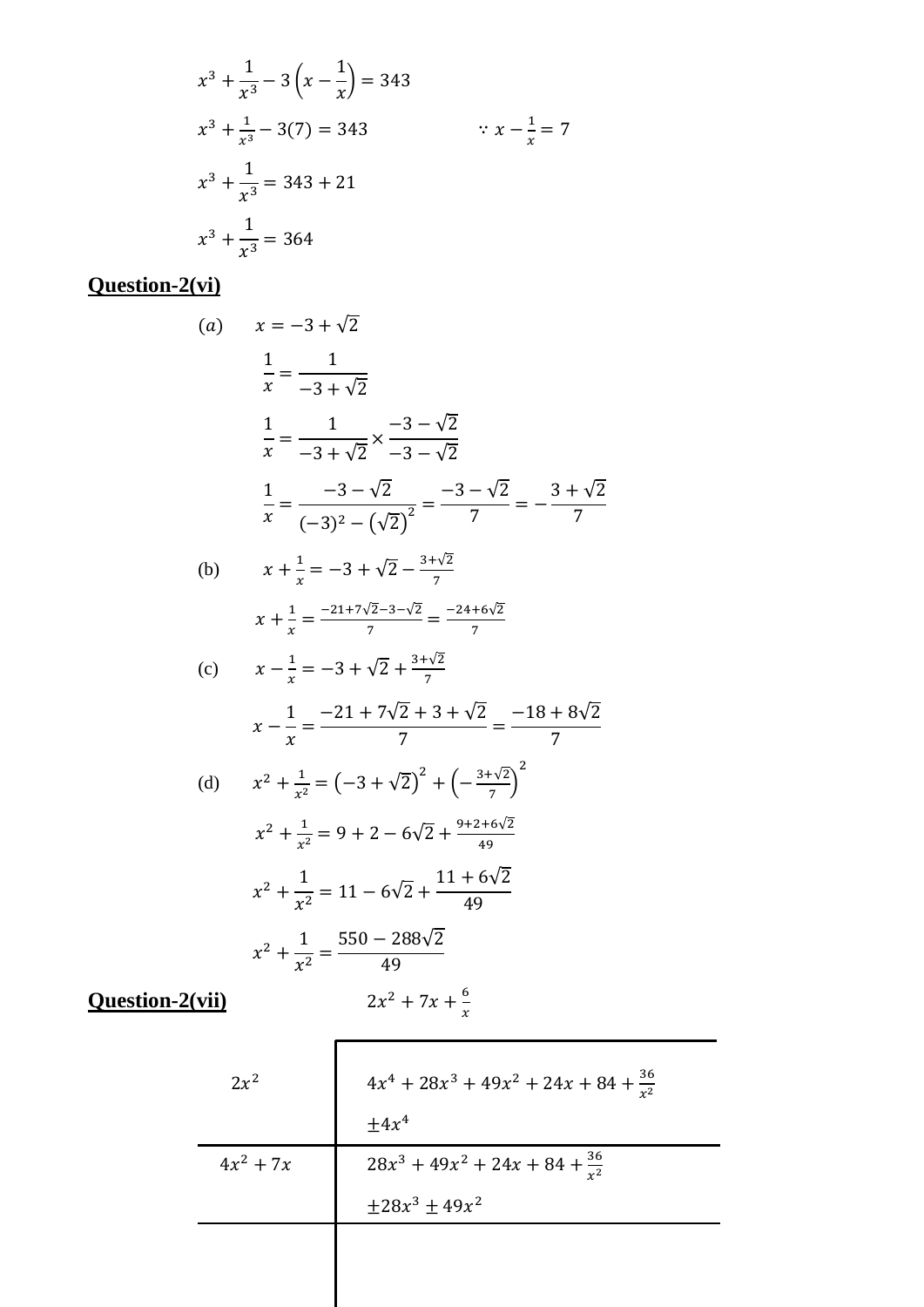$$x^3 + \frac{1}{x^3} - 3\left(x - \frac{1}{x}\right) = 343$$

$$x^3 + \frac{1}{x^3} - 3(7) = 343 \qquad \because x - \frac{1}{x} = 7$$

$$x^3 + \frac{1}{x^3} = 343 + 21$$

$$x^3 + \frac{1}{x^3} = 364$$

**Question-2(vi)**

(a) $\quad x = -3 + \sqrt{2}$

$$\frac{1}{x} = \frac{1}{-3 + \sqrt{2}}$$

$$\frac{1}{x} = \frac{1}{-3 + \sqrt{2}} \times \frac{-3 - \sqrt{2}}{-3 - \sqrt{2}}$$

$$\frac{1}{x} = \frac{-3 - \sqrt{2}}{(-3)^2 - \left(\sqrt{2}\right)^2} = \frac{-3 - \sqrt{2}}{7} = -\frac{3 + \sqrt{2}}{7}$$

(b) $\quad x + \frac{1}{x} = -3 + \sqrt{2} - \frac{3 + \sqrt{2}}{7}$

$$x + \frac{1}{x} = \frac{-21 + 7\sqrt{2} - 3 - \sqrt{2}}{7} = \frac{-24 + 6\sqrt{2}}{7}$$

(c) $\quad x - \frac{1}{x} = -3 + \sqrt{2} + \frac{3 + \sqrt{2}}{7}$

$$x - \frac{1}{x} = \frac{-21 + 7\sqrt{2} + 3 + \sqrt{2}}{7} = \frac{-18 + 8\sqrt{2}}{7}$$

(d) $\quad x^2 + \frac{1}{x^2} = \left(-3 + \sqrt{2}\right)^2 + \left(-\frac{3 + \sqrt{2}}{7}\right)^2$

$$x^2 + \frac{1}{x^2} = 9 + 2 - 6\sqrt{2} + \frac{9 + 2 + 6\sqrt{2}}{49}$$

$$x^2 + \frac{1}{x^2} = 11 - 6\sqrt{2} + \frac{11 + 6\sqrt{2}}{49}$$

$$x^2 + \frac{1}{x^2} = \frac{550 - 288\sqrt{2}}{49}$$

**Question-2(vii)** $\qquad 2x^2 + 7x + \frac{6}{x}$

| | |
|---|---|
| $2x^2$ | $4x^4 + 28x^3 + 49x^2 + 24x + 84 + \frac{36}{x^2}$ |
| | $\pm 4x^4$ |
| $4x^2 + 7x$ | $28x^3 + 49x^2 + 24x + 84 + \frac{36}{x^2}$ |
| | $\pm 28x^3 \pm 49x^2$ |
| | |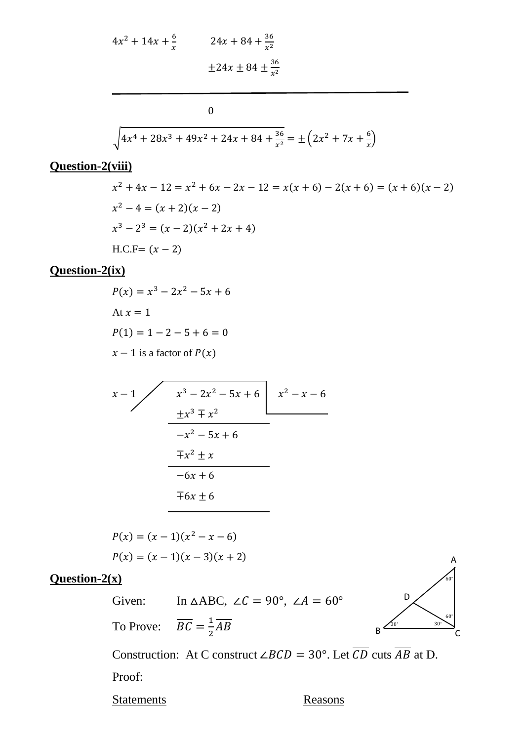$4x^2 + 14x + \frac{6}{x}$ $\quad$ $24x + 84 + \frac{36}{x^2}$

$\pm 24x \pm 84 \pm \frac{36}{x^2}$

---

$0$

$$\sqrt{4x^4 + 28x^3 + 49x^2 + 24x + 84 + \frac{36}{x^2}} = \pm\left(2x^2 + 7x + \frac{6}{x}\right)$$

**Question-2(viii)**

$x^2 + 4x - 12 = x^2 + 6x - 2x - 12 = x(x+6) - 2(x+6) = (x+6)(x-2)$

$x^2 - 4 = (x+2)(x-2)$

$x^3 - 2^3 = (x-2)(x^2 + 2x + 4)$

H.C.F= $(x-2)$

**Question-2(ix)**

$P(x) = x^3 - 2x^2 - 5x + 6$

At $x = 1$

$P(1) = 1 - 2 - 5 + 6 = 0$

$x - 1$ is a factor of $P(x)$

$x - 1$ ) $x^3 - 2x^2 - 5x + 6$ ( $x^2 - x - 6$

$\pm x^3 \mp x^2$

---

$-x^2 - 5x + 6$

$\mp x^2 \pm x$

---

$-6x + 6$

$\mp 6x \pm 6$

---

$P(x) = (x-1)(x^2 - x - 6)$

$P(x) = (x-1)(x-3)(x+2)$

**Question-2(x)**

Given: In $\triangle$ABC, $\angle C = 90°$, $\angle A = 60°$

To Prove: $\overline{BC} = \frac{1}{2}\overline{AB}$

Construction: At C construct $\angle BCD = 30°$. Let $\overline{CD}$ cuts $\overline{AB}$ at D.

Proof:

Statements $\quad$ Reasons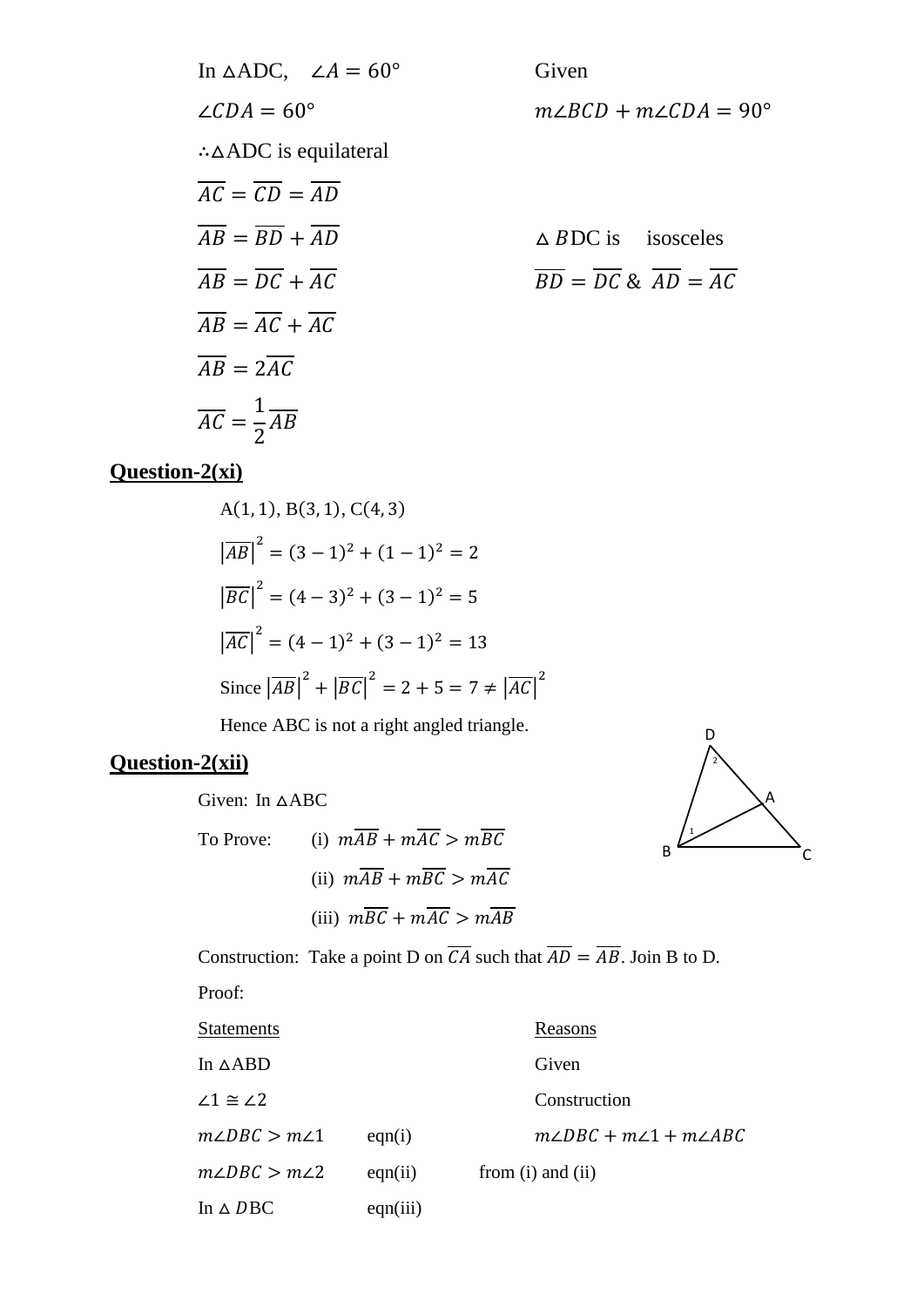In $\triangle$ADC, $\angle A = 60°$ Given

$\angle CDA = 60°$ $m\angle BCD + m\angle CDA = 90°$

$\therefore \triangle$ADC is equilateral

$\overline{AC} = \overline{CD} = \overline{AD}$

$\overline{AB} = \overline{BD} + \overline{AD}$ $\triangle BDC$ is isosceles

$\overline{AB} = \overline{DC} + \overline{AC}$ $\overline{BD} = \overline{DC}$ & $\overline{AD} = \overline{AC}$

$\overline{AB} = \overline{AC} + \overline{AC}$

$\overline{AB} = 2\overline{AC}$

$\overline{AC} = \frac{1}{2}\overline{AB}$

## Question-2(xi)

A(1, 1), B(3, 1), C(4, 3)

$\left|\overline{AB}\right|^2 = (3-1)^2 + (1-1)^2 = 2$

$\left|\overline{BC}\right|^2 = (4-3)^2 + (3-1)^2 = 5$

$\left|\overline{AC}\right|^2 = (4-1)^2 + (3-1)^2 = 13$

Since $\left|\overline{AB}\right|^2 + \left|\overline{BC}\right|^2 = 2 + 5 = 7 \neq \left|\overline{AC}\right|^2$

Hence ABC is not a right angled triangle.

## Question-2(xii)

Given: In $\triangle$ABC

To Prove: (i) $m\overline{AB} + m\overline{AC} > m\overline{BC}$

(ii) $m\overline{AB} + m\overline{BC} > m\overline{AC}$

(iii) $m\overline{BC} + m\overline{AC} > m\overline{AB}$

Construction: Take a point D on $\overline{CA}$ such that $\overline{AD} = \overline{AB}$. Join B to D.

Proof:

| Statements | | Reasons |
|---|---|---|
| In $\triangle$ABD | | Given |
| $\angle 1 \cong \angle 2$ | | Construction |
| $m\angle DBC > m\angle 1$ | eqn(i) | $m\angle DBC + m\angle 1 + m\angle ABC$ |
| $m\angle DBC > m\angle 2$ | eqn(ii) | from (i) and (ii) |
| In $\triangle DBC$ | eqn(iii) | |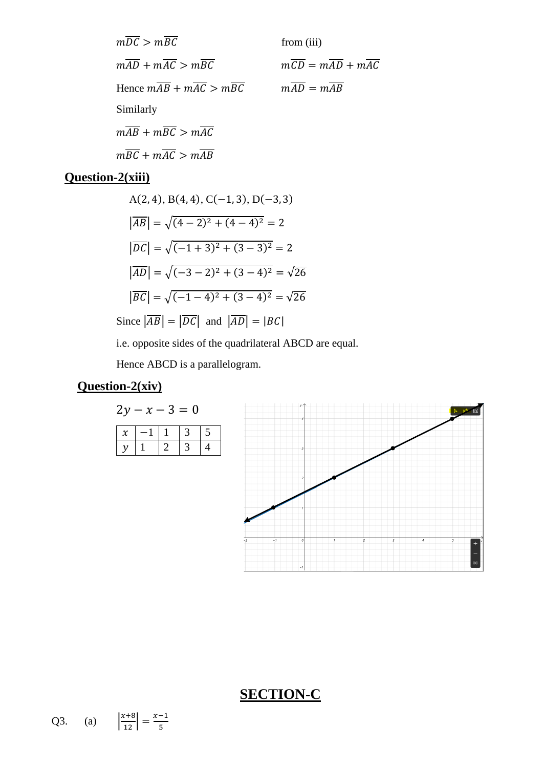$m\overline{DC} > m\overline{BC}$ from (iii)

$m\overline{AD} + m\overline{AC} > m\overline{BC}$ $m\overline{CD} = m\overline{AD} + m\overline{AC}$

Hence $m\overline{AB} + m\overline{AC} > m\overline{BC}$ $m\overline{AD} = m\overline{AB}$

Similarly

$m\overline{AB} + m\overline{BC} > m\overline{AC}$

$m\overline{BC} + m\overline{AC} > m\overline{AB}$

## Question-2(xiii)

A(2, 4), B(4, 4), C(−1, 3), D(−3, 3)

$|\overline{AB}| = \sqrt{(4-2)^2 + (4-4)^2} = 2$

$|\overline{DC}| = \sqrt{(-1+3)^2 + (3-3)^2} = 2$

$|\overline{AD}| = \sqrt{(-3-2)^2 + (3-4)^2} = \sqrt{26}$

$|\overline{BC}| = \sqrt{(-1-4)^2 + (3-4)^2} = \sqrt{26}$

Since $|\overline{AB}| = |\overline{DC}|$ and $|\overline{AD}| = |BC|$

i.e. opposite sides of the quadrilateral ABCD are equal.

Hence ABCD is a parallelogram.

## Question-2(xiv)

$2y - x - 3 = 0$

| $x$ | $-1$ | 1 | 3 | 5 |
|---|---|---|---|---|
| $y$ | 1 | 2 | 3 | 4 |

# SECTION-C

Q3. (a) $\left|\frac{x+8}{12}\right| = \frac{x-1}{5}$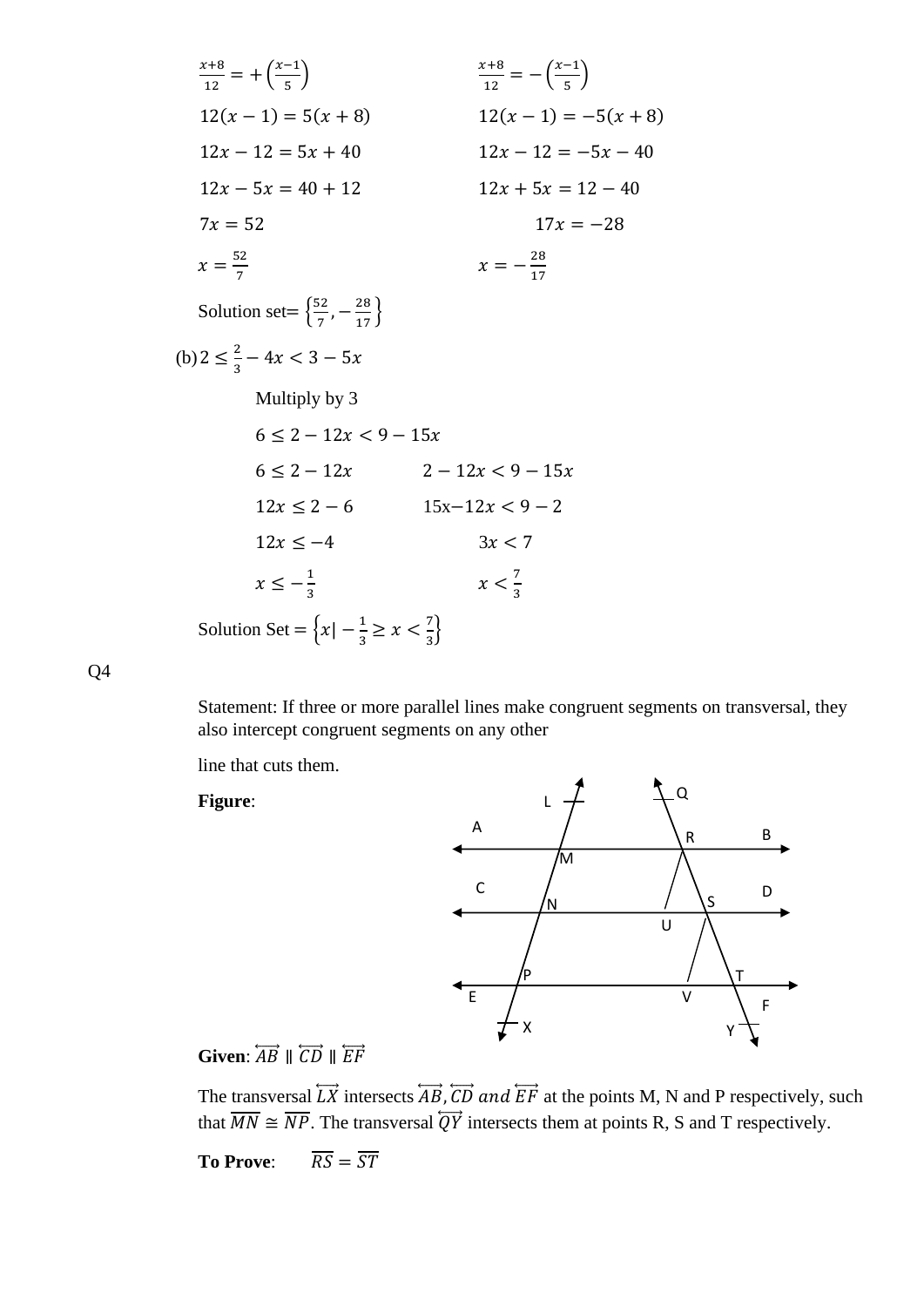$\frac{x+8}{12} = +\left(\frac{x-1}{5}\right)$ $\qquad\qquad$ $\frac{x+8}{12} = -\left(\frac{x-1}{5}\right)$

$12(x-1) = 5(x+8)$ $\qquad\qquad$ $12(x-1) = -5(x+8)$

$12x - 12 = 5x + 40$ $\qquad\qquad$ $12x - 12 = -5x - 40$

$12x - 5x = 40 + 12$ $\qquad\qquad$ $12x + 5x = 12 - 40$

$7x = 52$ $\qquad\qquad$ $17x = -28$

$x = \frac{52}{7}$ $\qquad\qquad$ $x = -\frac{28}{17}$

Solution set= $\left\{\frac{52}{7}, -\frac{28}{17}\right\}$

(b) $2 \leq \frac{2}{3} - 4x < 3 - 5x$

Multiply by 3

$6 \leq 2 - 12x < 9 - 15x$

$6 \leq 2 - 12x$ $\qquad\qquad$ $2 - 12x < 9 - 15x$

$12x \leq 2 - 6$ $\qquad\qquad$ $15x - 12x < 9 - 2$

$12x \leq -4$ $\qquad\qquad$ $3x < 7$

$x \leq -\frac{1}{3}$ $\qquad\qquad$ $x < \frac{7}{3}$

Solution Set = $\left\{x \mid -\frac{1}{3} \geq x < \frac{7}{3}\right\}$

Q4

Statement: If three or more parallel lines make congruent segments on transversal, they also intercept congruent segments on any other

line that cuts them.

**Figure**:

**Given**: $\overleftrightarrow{AB} \parallel \overleftrightarrow{CD} \parallel \overleftrightarrow{EF}$

The transversal $\overleftrightarrow{LX}$ intersects $\overleftrightarrow{AB}, \overleftrightarrow{CD}$ *and* $\overleftrightarrow{EF}$ at the points M, N and P respectively, such that $\overline{MN} \cong \overline{NP}$. The transversal $\overleftrightarrow{QY}$ intersects them at points R, S and T respectively.

**To Prove**: $\qquad \overline{RS} = \overline{ST}$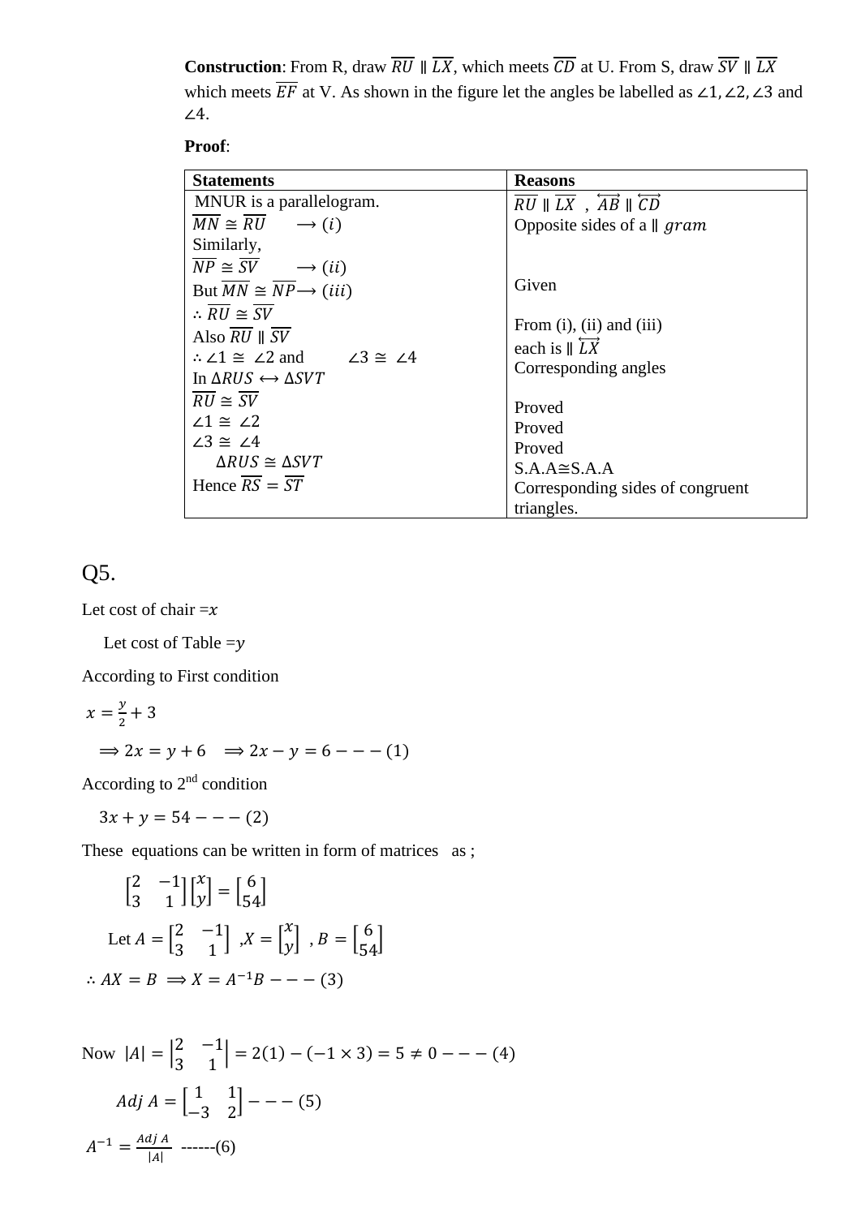**Construction**: From R, draw $\overline{RU} \parallel \overline{LX}$, which meets $\overline{CD}$ at U. From S, draw $\overline{SV} \parallel \overline{LX}$ which meets $\overline{EF}$ at V. As shown in the figure let the angles be labelled as $\angle 1, \angle 2, \angle 3$ and $\angle 4$.

**Proof**:

| Statements | Reasons |
|---|---|
| MNUR is a parallelogram. | $\overline{RU} \parallel \overline{LX}$ , $\overleftrightarrow{AB} \parallel \overleftrightarrow{CD}$ |
| $\overline{MN} \cong \overline{RU} \quad \longrightarrow (i)$ | Opposite sides of a $\parallel gram$ |
| Similarly, | |
| $\overline{NP} \cong \overline{SV} \quad \longrightarrow (ii)$ | |
| But $\overline{MN} \cong \overline{NP} \longrightarrow (iii)$ | Given |
| $\therefore \overline{RU} \cong \overline{SV}$ | From (i), (ii) and (iii) |
| Also $\overline{RU} \parallel \overline{SV}$ | each is $\parallel \overleftrightarrow{LX}$ |
| $\therefore \angle 1 \cong \angle 2$ and $\quad \angle 3 \cong \angle 4$ | Corresponding angles |
| In $\Delta RUS \leftrightarrow \Delta SVT$ | |
| $\overline{RU} \cong \overline{SV}$ | Proved |
| $\angle 1 \cong \angle 2$ | Proved |
| $\angle 3 \cong \angle 4$ | Proved |
| $\Delta RUS \cong \Delta SVT$ | S.A.A≅S.A.A |
| Hence $\overline{RS} = \overline{ST}$ | Corresponding sides of congruent triangles. |

## Q5.

Let cost of chair $= x$

Let cost of Table $= y$

According to First condition

$$x = \frac{y}{2} + 3$$

$$\Longrightarrow 2x = y + 6 \quad \Longrightarrow 2x - y = 6 --- (1)$$

According to 2nd condition

$$3x + y = 54 --- (2)$$

These equations can be written in form of matrices as ;

$$\begin{bmatrix} 2 & -1 \\ 3 & 1 \end{bmatrix} \begin{bmatrix} x \\ y \end{bmatrix} = \begin{bmatrix} 6 \\ 54 \end{bmatrix}$$

Let $A = \begin{bmatrix} 2 & -1 \\ 3 & 1 \end{bmatrix}$ , $X = \begin{bmatrix} x \\ y \end{bmatrix}$ , $B = \begin{bmatrix} 6 \\ 54 \end{bmatrix}$

$$\therefore AX = B \Longrightarrow X = A^{-1}B --- (3)$$

Now $|A| = \begin{vmatrix} 2 & -1 \\ 3 & 1 \end{vmatrix} = 2(1) - (-1 \times 3) = 5 \neq 0 --- (4)$

$$Adj\ A = \begin{bmatrix} 1 & 1 \\ -3 & 2 \end{bmatrix} --- (5)$$

$$A^{-1} = \frac{Adj\ A}{|A|} \text{ ------(6)}$$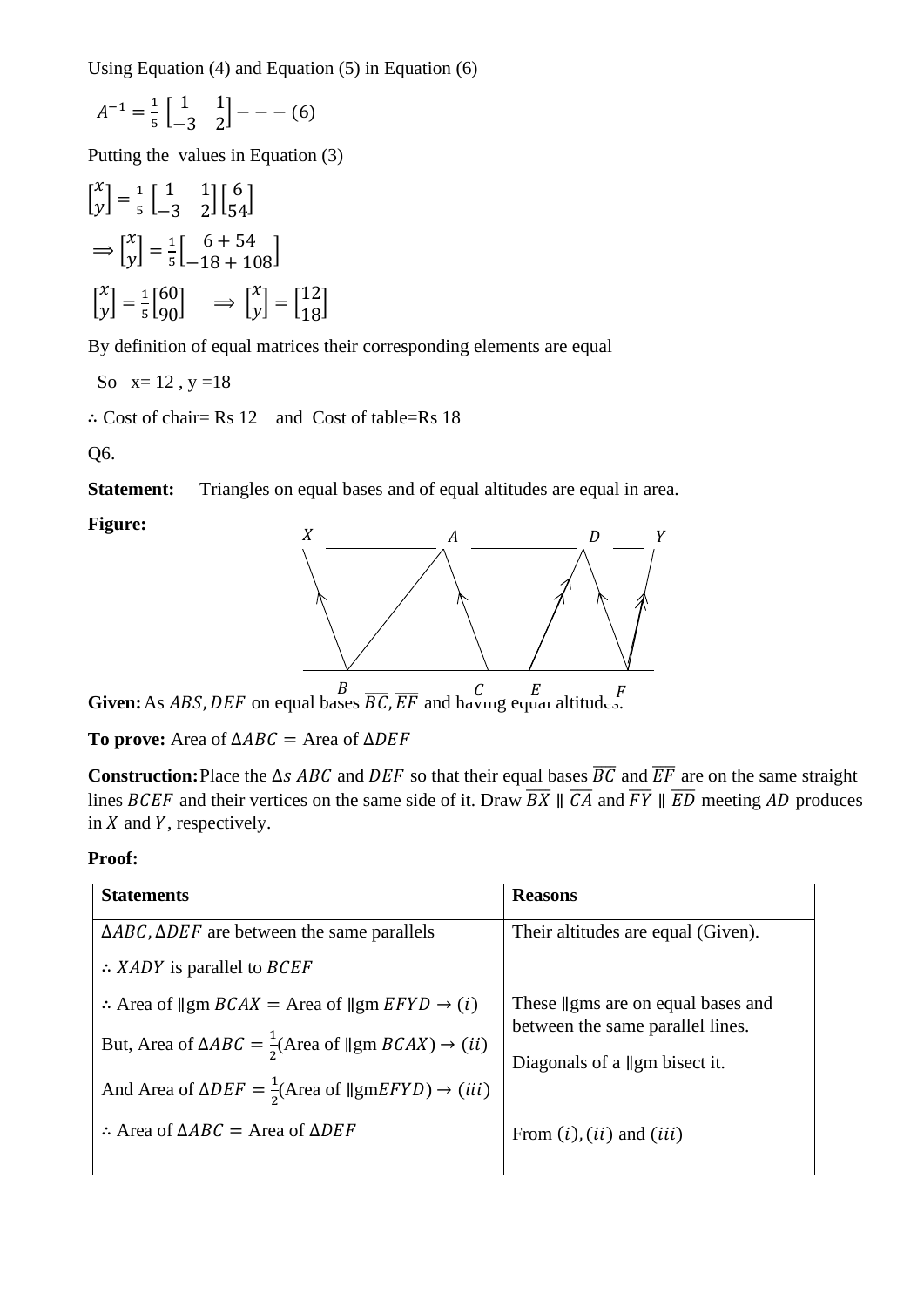Using Equation (4) and Equation (5) in Equation (6)

$A^{-1} = \frac{1}{5}\begin{bmatrix} 1 & 1 \\ -3 & 2 \end{bmatrix} ---(6)$

Putting the values in Equation (3)

$\begin{bmatrix} x \\ y \end{bmatrix} = \frac{1}{5}\begin{bmatrix} 1 & 1 \\ -3 & 2 \end{bmatrix}\begin{bmatrix} 6 \\ 54 \end{bmatrix}$

$\Rightarrow \begin{bmatrix} x \\ y \end{bmatrix} = \frac{1}{5}\begin{bmatrix} 6+54 \\ -18+108 \end{bmatrix}$

$\begin{bmatrix} x \\ y \end{bmatrix} = \frac{1}{5}\begin{bmatrix} 60 \\ 90 \end{bmatrix} \quad \Rightarrow \begin{bmatrix} x \\ y \end{bmatrix} = \begin{bmatrix} 12 \\ 18 \end{bmatrix}$

By definition of equal matrices their corresponding elements are equal

So x= 12 , y =18

∴ Cost of chair= Rs 12 and Cost of table=Rs 18

Q6.

**Statement:** Triangles on equal bases and of equal altitudes are equal in area.

**Figure:**

**Given:** As $ABS, DEF$ on equal bases $\overline{BC}, \overline{EF}$ and having equal altitudes.

**To prove:** Area of $\Delta ABC =$ Area of $\Delta DEF$

**Construction:** Place the $\Delta s\ ABC$ and $DEF$ so that their equal bases $\overline{BC}$ and $\overline{EF}$ are on the same straight lines $BCEF$ and their vertices on the same side of it. Draw $\overline{BX} \parallel \overline{CA}$ and $\overline{FY} \parallel \overline{ED}$ meeting $AD$ produces in $X$ and $Y$, respectively.

**Proof:**

| Statements | Reasons |
|---|---|
| $\Delta ABC, \Delta DEF$ are between the same parallels<br>∴ $XADY$ is parallel to $BCEF$<br>∴ Area of ‖gm $BCAX =$ Area of ‖gm $EFYD \rightarrow (i)$<br>But, Area of $\Delta ABC = \frac{1}{2}$(Area of ‖gm $BCAX$) $\rightarrow (ii)$<br>And Area of $\Delta DEF = \frac{1}{2}$(Area of ‖gm$EFYD$) $\rightarrow (iii)$<br>∴ Area of $\Delta ABC =$ Area of $\Delta DEF$ | Their altitudes are equal (Given).<br><br>These ‖gms are on equal bases and between the same parallel lines.<br>Diagonals of a ‖gm bisect it.<br><br>From $(i), (ii)$ and $(iii)$ |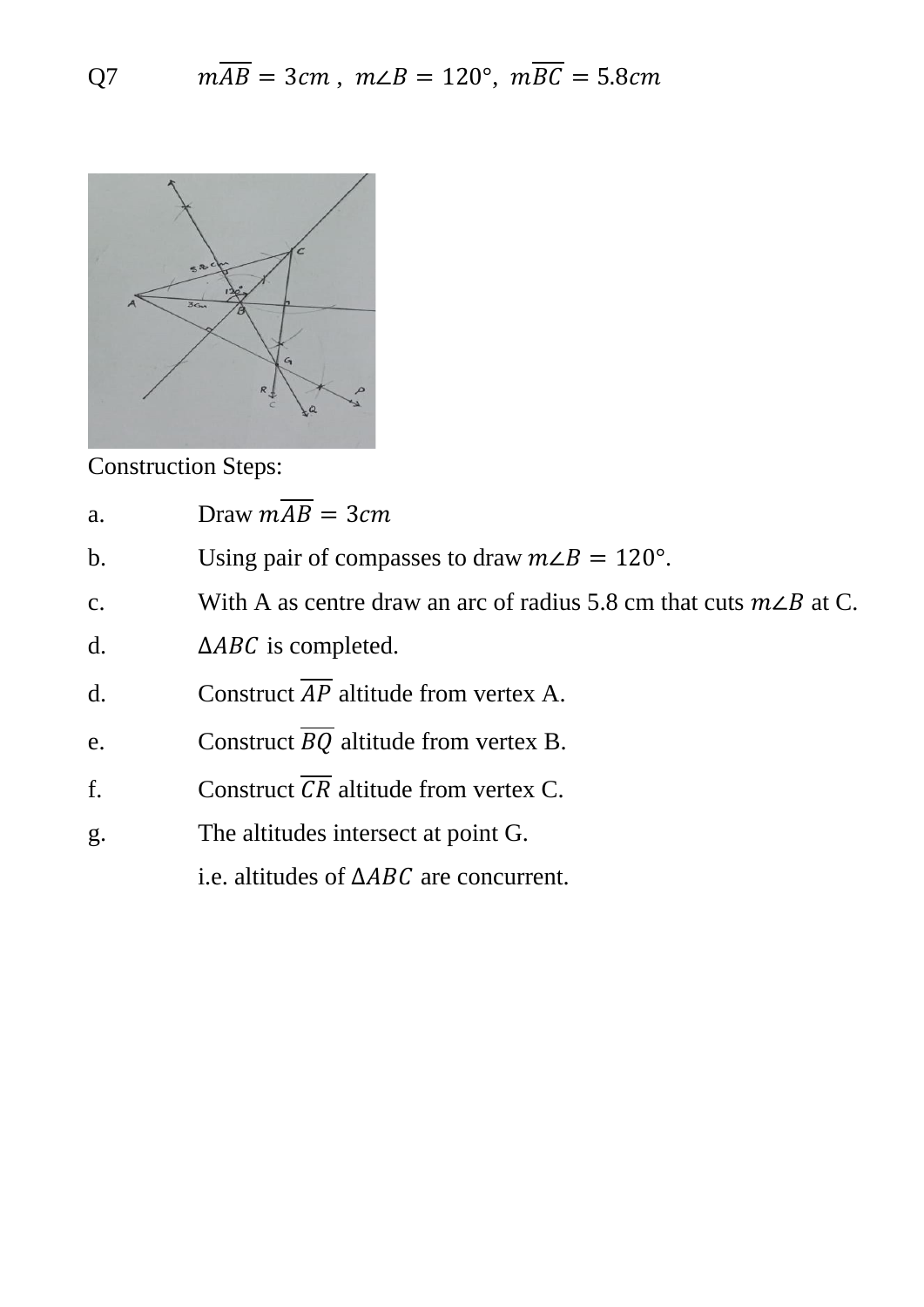Q7 $m\overline{AB} = 3cm$ , $m\angle B = 120°$, $m\overline{BC} = 5.8cm$

Construction Steps:

a. Draw $m\overline{AB} = 3cm$

b. Using pair of compasses to draw $m\angle B = 120°$.

c. With A as centre draw an arc of radius 5.8 cm that cuts $m\angle B$ at C.

d. $\Delta ABC$ is completed.

d. Construct $\overline{AP}$ altitude from vertex A.

e. Construct $\overline{BQ}$ altitude from vertex B.

f. Construct $\overline{CR}$ altitude from vertex C.

g. The altitudes intersect at point G.

i.e. altitudes of $\Delta ABC$ are concurrent.